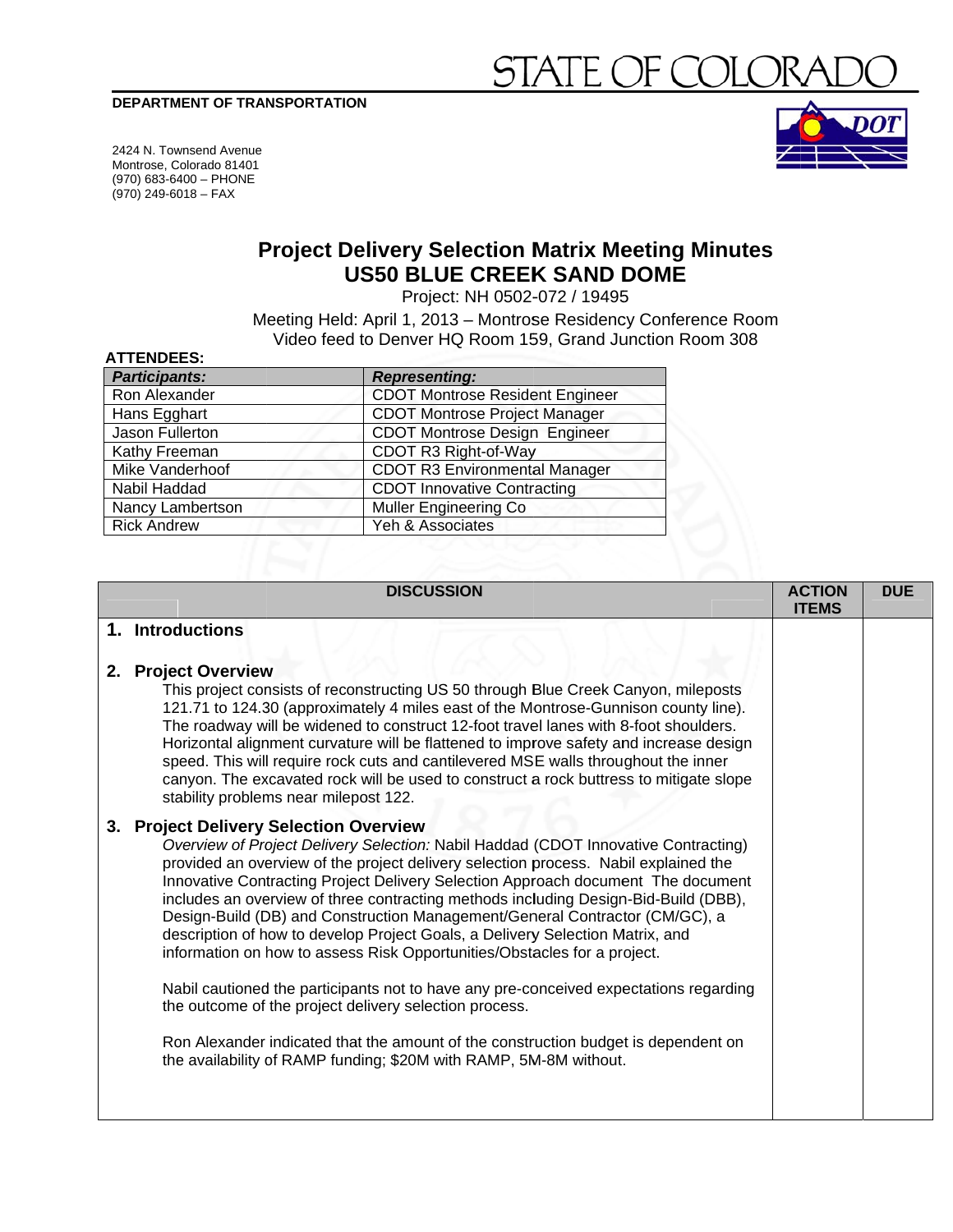STATE OF COLORADO

**DEPARTMENT OF TRANSPORTATION**

2424 N. Townsend Avenue
Montrose, Colorado 81401
(970) 683-6400 – PHONE
(970) 249-6018 – FAX

# Project Delivery Selection Matrix Meeting Minutes
# US50 BLUE CREEK SAND DOME

Project: NH 0502-072 / 19495

Meeting Held: April 1, 2013 – Montrose Residency Conference Room
Video feed to Denver HQ Room 159, Grand Junction Room 308

**ATTENDEES:**

| ***Participants:*** | ***Representing:*** |
|---|---|
| Ron Alexander | CDOT Montrose Resident Engineer |
| Hans Egghart | CDOT Montrose Project Manager |
| Jason Fullerton | CDOT Montrose Design Engineer |
| Kathy Freeman | CDOT R3 Right-of-Way |
| Mike Vanderhoof | CDOT R3 Environmental Manager |
| Nabil Haddad | CDOT Innovative Contracting |
| Nancy Lambertson | Muller Engineering Co |
| Rick Andrew | Yeh & Associates |

| DISCUSSION | ACTION ITEMS | DUE |
|---|---|---|
| **1. Introductions** | | |
| **2. Project Overview**<br>This project consists of reconstructing US 50 through Blue Creek Canyon, mileposts 121.71 to 124.30 (approximately 4 miles east of the Montrose-Gunnison county line). The roadway will be widened to construct 12-foot travel lanes with 8-foot shoulders. Horizontal alignment curvature will be flattened to improve safety and increase design speed. This will require rock cuts and cantilevered MSE walls throughout the inner canyon. The excavated rock will be used to construct a rock buttress to mitigate slope stability problems near milepost 122. | | |
| **3. Project Delivery Selection Overview**<br>*Overview of Project Delivery Selection:* Nabil Haddad (CDOT Innovative Contracting) provided an overview of the project delivery selection process. Nabil explained the Innovative Contracting Project Delivery Selection Approach document The document includes an overview of three contracting methods including Design-Bid-Build (DBB), Design-Build (DB) and Construction Management/General Contractor (CM/GC), a description of how to develop Project Goals, a Delivery Selection Matrix, and information on how to assess Risk Opportunities/Obstacles for a project.<br><br>Nabil cautioned the participants not to have any pre-conceived expectations regarding the outcome of the project delivery selection process.<br><br>Ron Alexander indicated that the amount of the construction budget is dependent on the availability of RAMP funding; $20M with RAMP, 5M-8M without. | | |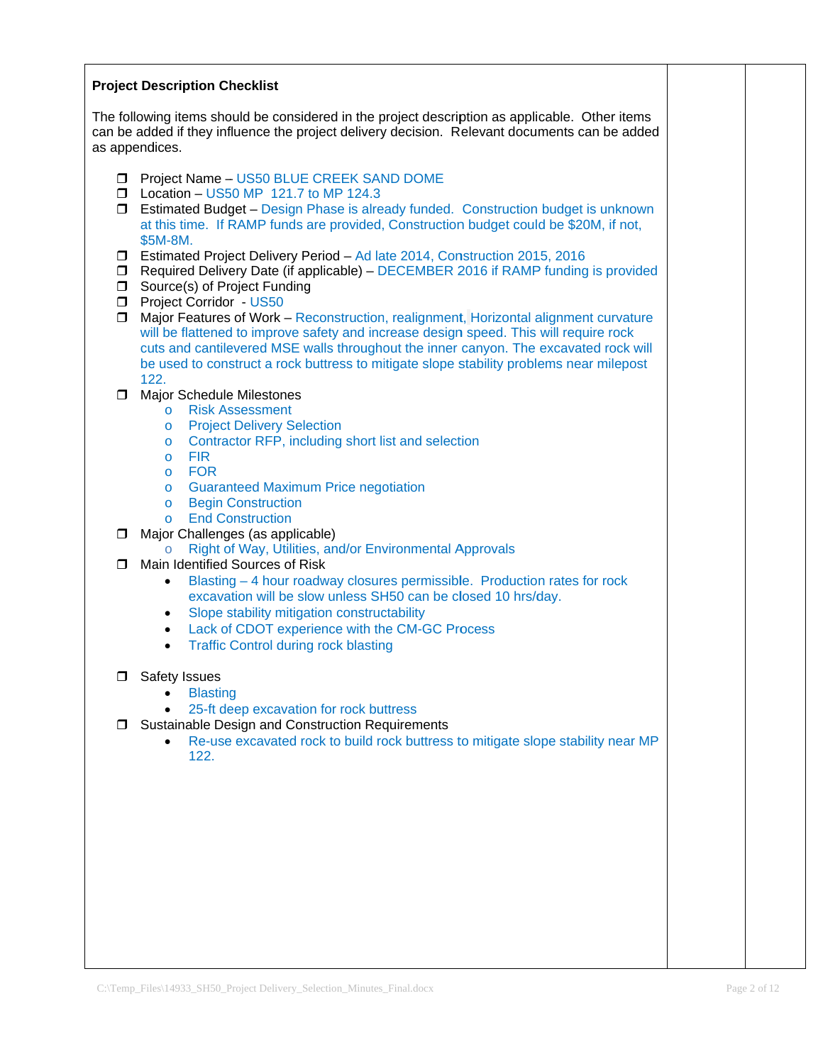**Project Description Checklist**

The following items should be considered in the project description as applicable. Other items can be added if they influence the project delivery decision. Relevant documents can be added as appendices.

- ❒ Project Name – US50 BLUE CREEK SAND DOME
- ❒ Location – US50 MP 121.7 to MP 124.3
- ❒ Estimated Budget – Design Phase is already funded. Construction budget is unknown at this time. If RAMP funds are provided, Construction budget could be $20M, if not, $5M-8M.
- ❒ Estimated Project Delivery Period – Ad late 2014, Construction 2015, 2016
- ❒ Required Delivery Date (if applicable) – DECEMBER 2016 if RAMP funding is provided
- ❒ Source(s) of Project Funding
- ❒ Project Corridor - US50
- ❒ Major Features of Work – Reconstruction, realignment, Horizontal alignment curvature will be flattened to improve safety and increase design speed. This will require rock cuts and cantilevered MSE walls throughout the inner canyon. The excavated rock will be used to construct a rock buttress to mitigate slope stability problems near milepost 122.
- ❒ Major Schedule Milestones
  - o Risk Assessment
  - o Project Delivery Selection
  - o Contractor RFP, including short list and selection
  - o FIR
  - o FOR
  - o Guaranteed Maximum Price negotiation
  - o Begin Construction
  - o End Construction
- ❒ Major Challenges (as applicable)
  - o Right of Way, Utilities, and/or Environmental Approvals
- ❒ Main Identified Sources of Risk
  - Blasting – 4 hour roadway closures permissible. Production rates for rock excavation will be slow unless SH50 can be closed 10 hrs/day.
  - Slope stability mitigation constructability
  - Lack of CDOT experience with the CM-GC Process
  - Traffic Control during rock blasting
- ❒ Safety Issues
  - Blasting
  - 25-ft deep excavation for rock buttress
- ❒ Sustainable Design and Construction Requirements
  - Re-use excavated rock to build rock buttress to mitigate slope stability near MP 122.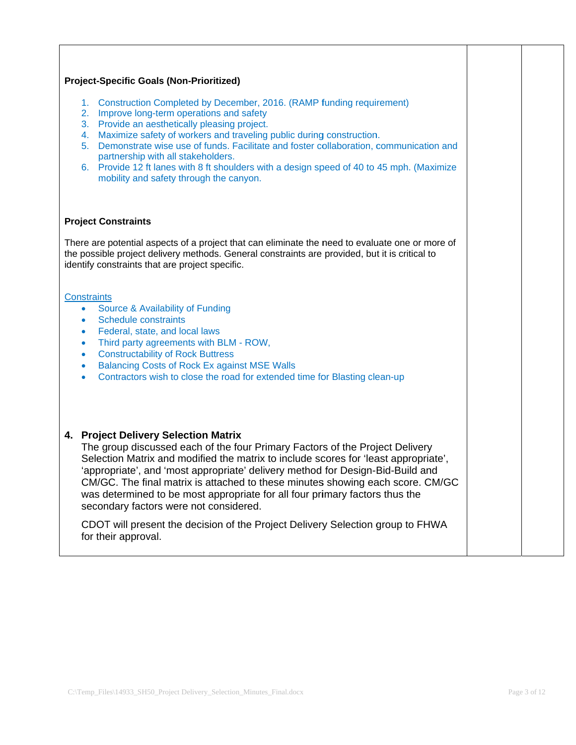**Project-Specific Goals (Non-Prioritized)**

1. Construction Completed by December, 2016. (RAMP funding requirement)
2. Improve long-term operations and safety
3. Provide an aesthetically pleasing project.
4. Maximize safety of workers and traveling public during construction.
5. Demonstrate wise use of funds. Facilitate and foster collaboration, communication and partnership with all stakeholders.
6. Provide 12 ft lanes with 8 ft shoulders with a design speed of 40 to 45 mph. (Maximize mobility and safety through the canyon.

**Project Constraints**

There are potential aspects of a project that can eliminate the need to evaluate one or more of the possible project delivery methods. General constraints are provided, but it is critical to identify constraints that are project specific.

Constraints

- Source & Availability of Funding
- Schedule constraints
- Federal, state, and local laws
- Third party agreements with BLM - ROW,
- Constructability of Rock Buttress
- Balancing Costs of Rock Ex against MSE Walls
- Contractors wish to close the road for extended time for Blasting clean-up

## 4. Project Delivery Selection Matrix

The group discussed each of the four Primary Factors of the Project Delivery Selection Matrix and modified the matrix to include scores for 'least appropriate', 'appropriate', and 'most appropriate' delivery method for Design-Bid-Build and CM/GC. The final matrix is attached to these minutes showing each score. CM/GC was determined to be most appropriate for all four primary factors thus the secondary factors were not considered.

CDOT will present the decision of the Project Delivery Selection group to FHWA for their approval.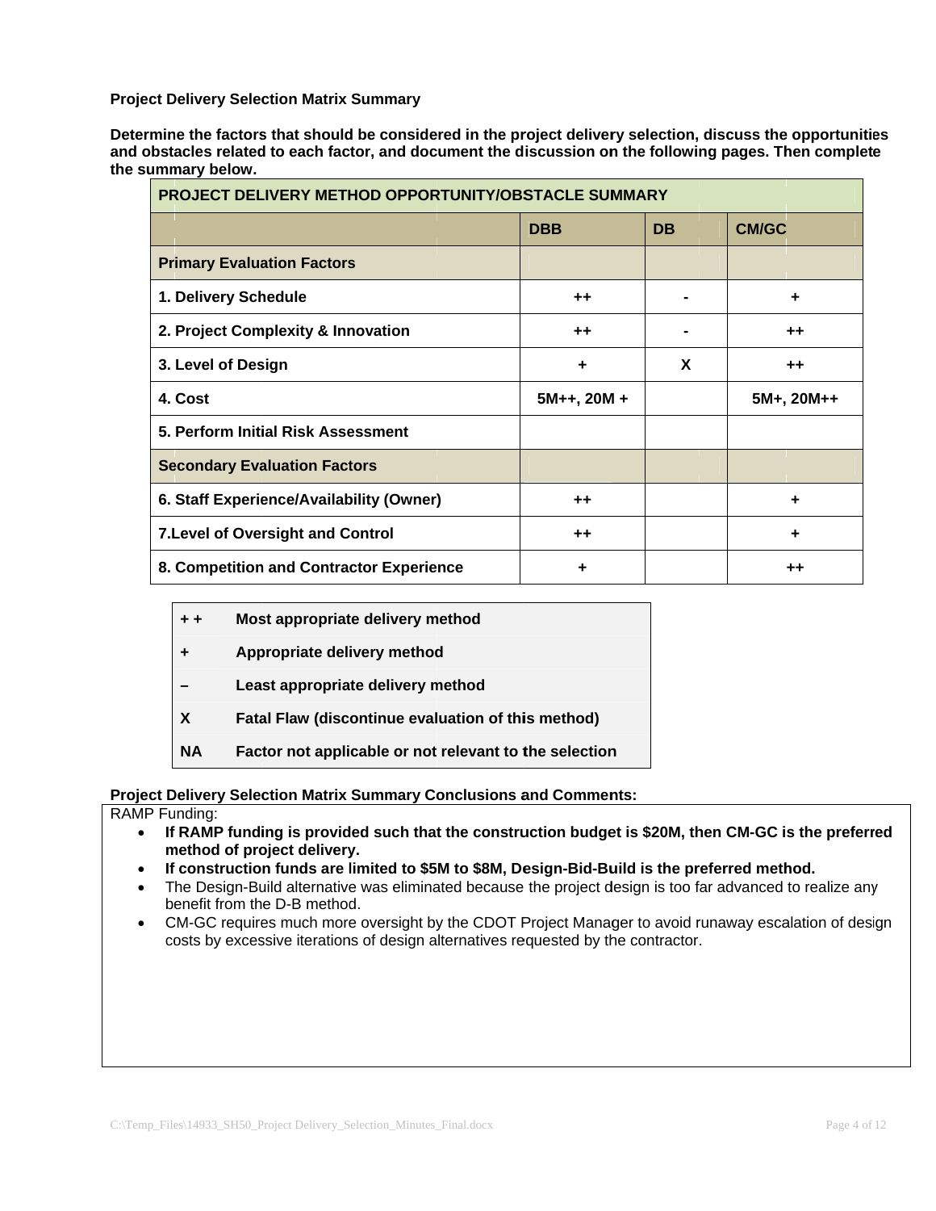**Project Delivery Selection Matrix Summary**

**Determine the factors that should be considered in the project delivery selection, discuss the opportunities and obstacles related to each factor, and document the discussion on the following pages. Then complete the summary below.**

| PROJECT DELIVERY METHOD OPPORTUNITY/OBSTACLE SUMMARY | | | |
|---|---|---|---|
| | **DBB** | **DB** | **CM/GC** |
| **Primary Evaluation Factors** | | | |
| **1. Delivery Schedule** | ++ | - | + |
| **2. Project Complexity & Innovation** | ++ | - | ++ |
| **3. Level of Design** | + | X | ++ |
| **4. Cost** | 5M++, 20M + | | 5M+, 20M++ |
| **5. Perform Initial Risk Assessment** | | | |
| **Secondary Evaluation Factors** | | | |
| **6. Staff Experience/Availability (Owner)** | ++ | | + |
| **7.Level of Oversight and Control** | ++ | | + |
| **8. Competition and Contractor Experience** | + | | ++ |

| | |
|---|---|
| **+ +** | **Most appropriate delivery method** |
| **+** | **Appropriate delivery method** |
| **–** | **Least appropriate delivery method** |
| **X** | **Fatal Flaw (discontinue evaluation of this method)** |
| **NA** | **Factor not applicable or not relevant to the selection** |

**Project Delivery Selection Matrix Summary Conclusions and Comments:**

RAMP Funding:

- **If RAMP funding is provided such that the construction budget is $20M, then CM-GC is the preferred method of project delivery.**
- **If construction funds are limited to $5M to $8M, Design-Bid-Build is the preferred method.**
- The Design-Build alternative was eliminated because the project design is too far advanced to realize any benefit from the D-B method.
- CM-GC requires much more oversight by the CDOT Project Manager to avoid runaway escalation of design costs by excessive iterations of design alternatives requested by the contractor.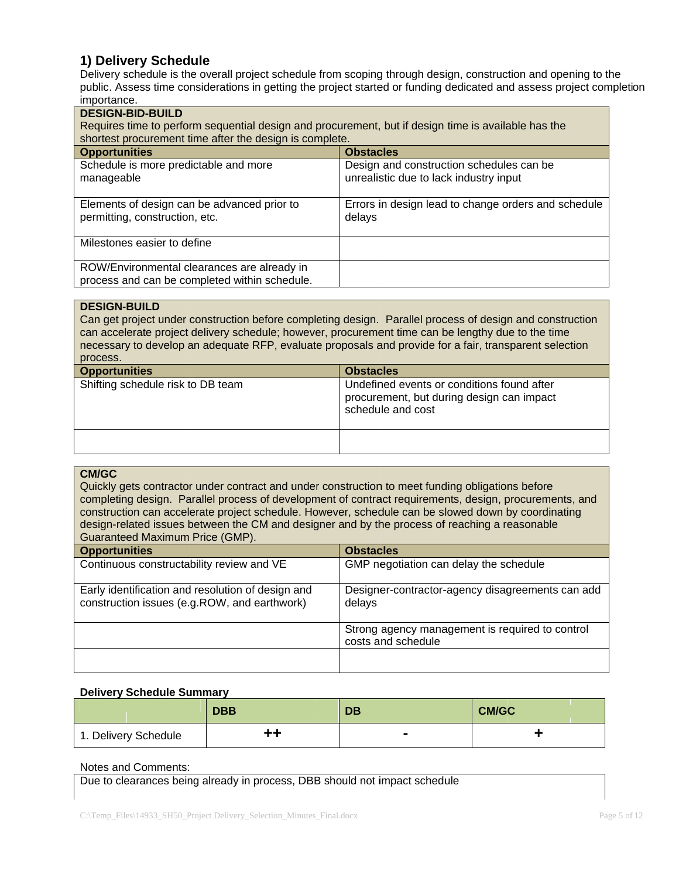## 1) Delivery Schedule

Delivery schedule is the overall project schedule from scoping through design, construction and opening to the public. Assess time considerations in getting the project started or funding dedicated and assess project completion importance.

**DESIGN-BID-BUILD**

Requires time to perform sequential design and procurement, but if design time is available has the shortest procurement time after the design is complete.

| Opportunities | Obstacles |
|---|---|
| Schedule is more predictable and more manageable | Design and construction schedules can be unrealistic due to lack industry input |
| Elements of design can be advanced prior to permitting, construction, etc. | Errors in design lead to change orders and schedule delays |
| Milestones easier to define | |
| ROW/Environmental clearances are already in process and can be completed within schedule. | |

**DESIGN-BUILD**

Can get project under construction before completing design. Parallel process of design and construction can accelerate project delivery schedule; however, procurement time can be lengthy due to the time necessary to develop an adequate RFP, evaluate proposals and provide for a fair, transparent selection process.

| Opportunities | Obstacles |
|---|---|
| Shifting schedule risk to DB team | Undefined events or conditions found after procurement, but during design can impact schedule and cost |
| | |

**CM/GC**

Quickly gets contractor under contract and under construction to meet funding obligations before completing design. Parallel process of development of contract requirements, design, procurements, and construction can accelerate project schedule. However, schedule can be slowed down by coordinating design-related issues between the CM and designer and by the process of reaching a reasonable Guaranteed Maximum Price (GMP).

| Opportunities | Obstacles |
|---|---|
| Continuous constructability review and VE | GMP negotiation can delay the schedule |
| Early identification and resolution of design and construction issues (e.g.ROW, and earthwork) | Designer-contractor-agency disagreements can add delays |
| | Strong agency management is required to control costs and schedule |
| | |

**Delivery Schedule Summary**

| | DBB | DB | CM/GC |
|---|---|---|---|
| 1. Delivery Schedule | ++ | - | + |

Notes and Comments:

Due to clearances being already in process, DBB should not impact schedule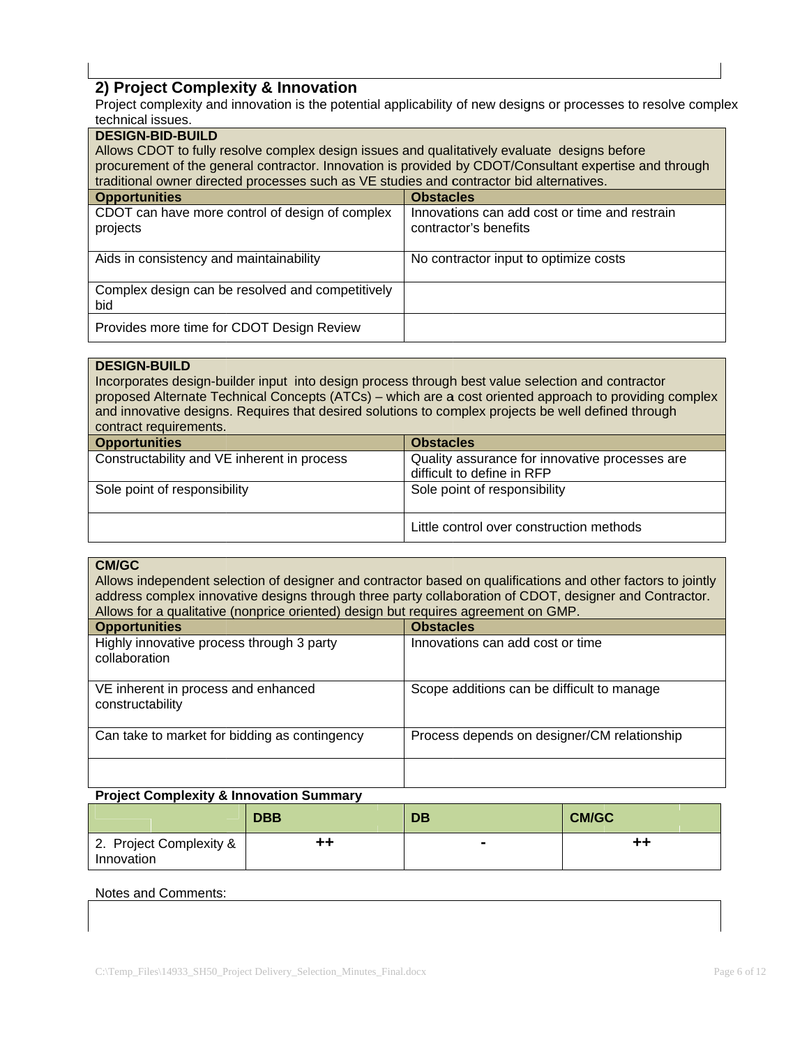## 2) Project Complexity & Innovation

Project complexity and innovation is the potential applicability of new designs or processes to resolve complex technical issues.

**DESIGN-BID-BUILD**

Allows CDOT to fully resolve complex design issues and qualitatively evaluate designs before procurement of the general contractor. Innovation is provided by CDOT/Consultant expertise and through traditional owner directed processes such as VE studies and contractor bid alternatives.

| Opportunities | Obstacles |
|---|---|
| CDOT can have more control of design of complex projects | Innovations can add cost or time and restrain contractor's benefits |
| Aids in consistency and maintainability | No contractor input to optimize costs |
| Complex design can be resolved and competitively bid | |
| Provides more time for CDOT Design Review | |

**DESIGN-BUILD**

Incorporates design-builder input into design process through best value selection and contractor proposed Alternate Technical Concepts (ATCs) – which are a cost oriented approach to providing complex and innovative designs. Requires that desired solutions to complex projects be well defined through contract requirements.

| Opportunities | Obstacles |
|---|---|
| Constructability and VE inherent in process | Quality assurance for innovative processes are difficult to define in RFP |
| Sole point of responsibility | Sole point of responsibility |
| | Little control over construction methods |

**CM/GC**

Allows independent selection of designer and contractor based on qualifications and other factors to jointly address complex innovative designs through three party collaboration of CDOT, designer and Contractor. Allows for a qualitative (nonprice oriented) design but requires agreement on GMP.

| Opportunities | Obstacles |
|---|---|
| Highly innovative process through 3 party collaboration | Innovations can add cost or time |
| VE inherent in process and enhanced constructability | Scope additions can be difficult to manage |
| Can take to market for bidding as contingency | Process depends on designer/CM relationship |
| | |

**Project Complexity & Innovation Summary**

| | DBB | DB | CM/GC |
|---|---|---|---|
| 2. Project Complexity & Innovation | ++ | - | ++ |

Notes and Comments: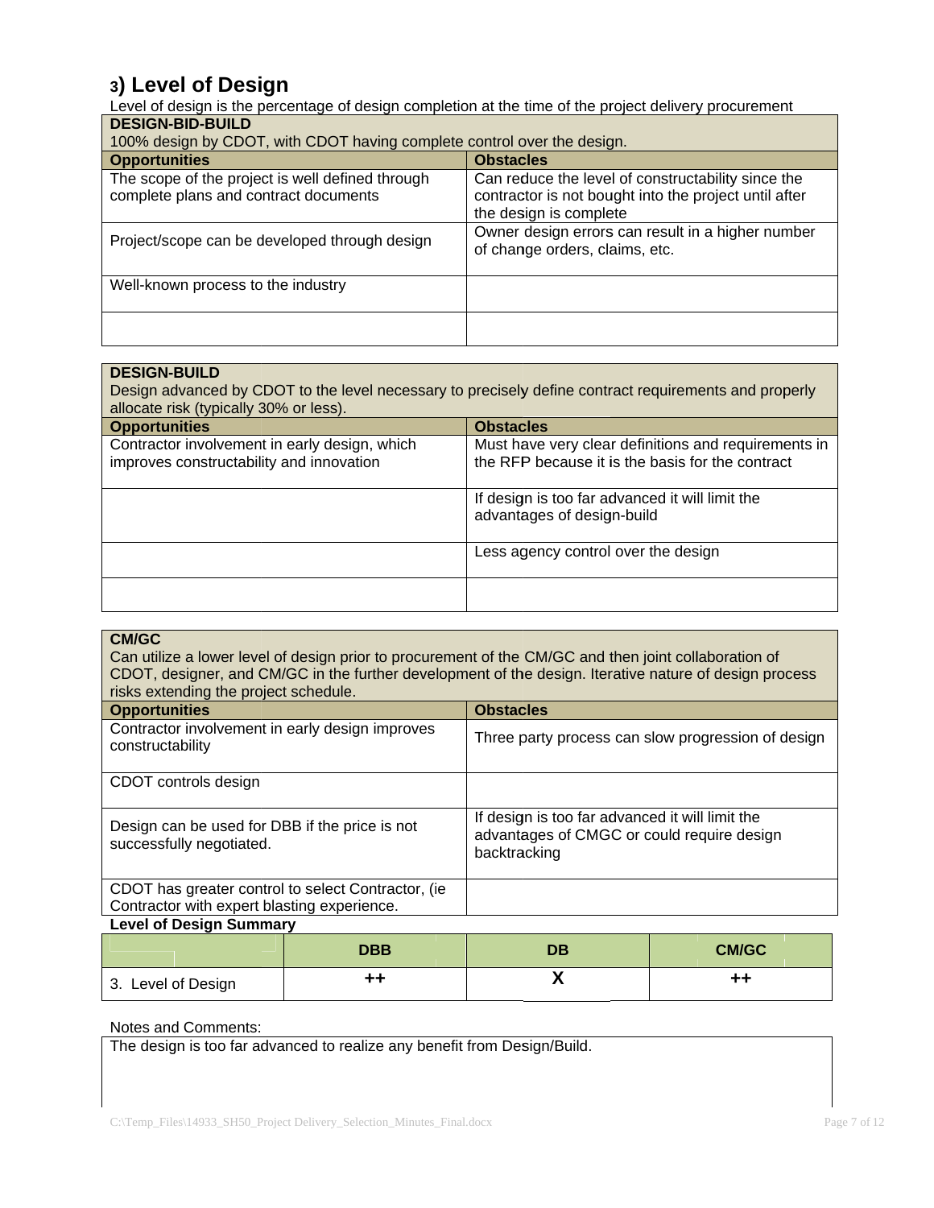## 3) Level of Design

Level of design is the percentage of design completion at the time of the project delivery procurement

| **DESIGN-BID-BUILD**<br>100% design by CDOT, with CDOT having complete control over the design. | |
|---|---|
| **Opportunities** | **Obstacles** |
| The scope of the project is well defined through complete plans and contract documents | Can reduce the level of constructability since the contractor is not bought into the project until after the design is complete |
| Project/scope can be developed through design | Owner design errors can result in a higher number of change orders, claims, etc. |
| Well-known process to the industry | |
| | |

| **DESIGN-BUILD**<br>Design advanced by CDOT to the level necessary to precisely define contract requirements and properly allocate risk (typically 30% or less). | |
|---|---|
| **Opportunities** | **Obstacles** |
| Contractor involvement in early design, which improves constructability and innovation | Must have very clear definitions and requirements in the RFP because it is the basis for the contract |
| | If design is too far advanced it will limit the advantages of design-build |
| | Less agency control over the design |
| | |

| **CM/GC**<br>Can utilize a lower level of design prior to procurement of the CM/GC and then joint collaboration of CDOT, designer, and CM/GC in the further development of the design. Iterative nature of design process risks extending the project schedule. | |
|---|---|
| **Opportunities** | **Obstacles** |
| Contractor involvement in early design improves constructability | Three party process can slow progression of design |
| CDOT controls design | |
| Design can be used for DBB if the price is not successfully negotiated. | If design is too far advanced it will limit the advantages of CMGC or could require design backtracking |
| CDOT has greater control to select Contractor, (ie Contractor with expert blasting experience. | |

**Level of Design Summary**

| | DBB | DB | CM/GC |
|---|---|---|---|
| 3. Level of Design | ++ | X | ++ |

Notes and Comments:

The design is too far advanced to realize any benefit from Design/Build.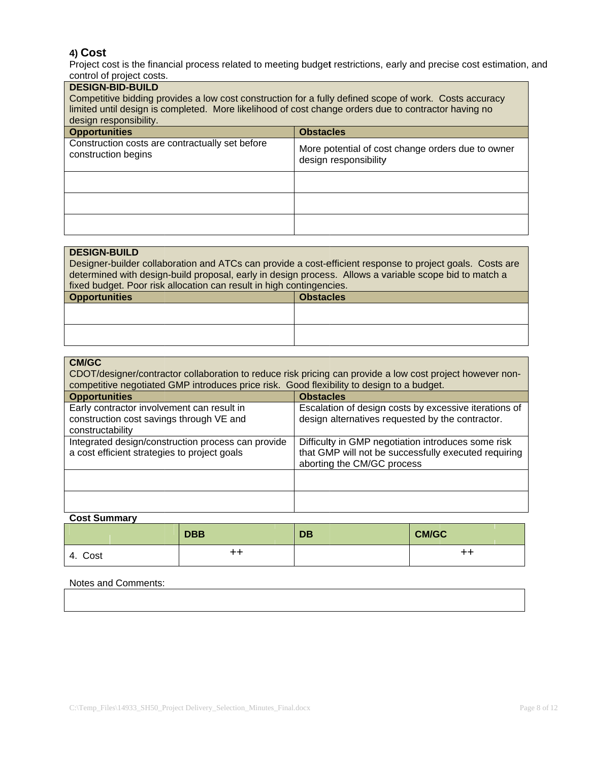## 4) Cost

Project cost is the financial process related to meeting budget restrictions, early and precise cost estimation, and control of project costs.

| **DESIGN-BID-BUILD**<br>Competitive bidding provides a low cost construction for a fully defined scope of work. Costs accuracy limited until design is completed. More likelihood of cost change orders due to contractor having no design responsibility. | |
|---|---|
| **Opportunities** | **Obstacles** |
| Construction costs are contractually set before construction begins | More potential of cost change orders due to owner design responsibility |
| | |
| | |
| | |

| **DESIGN-BUILD**<br>Designer-builder collaboration and ATCs can provide a cost-efficient response to project goals. Costs are determined with design-build proposal, early in design process. Allows a variable scope bid to match a fixed budget. Poor risk allocation can result in high contingencies. | |
|---|---|
| **Opportunities** | **Obstacles** |
| | |
| | |

| **CM/GC**<br>CDOT/designer/contractor collaboration to reduce risk pricing can provide a low cost project however non-competitive negotiated GMP introduces price risk. Good flexibility to design to a budget. | |
|---|---|
| **Opportunities** | **Obstacles** |
| Early contractor involvement can result in construction cost savings through VE and constructability | Escalation of design costs by excessive iterations of design alternatives requested by the contractor. |
| Integrated design/construction process can provide a cost efficient strategies to project goals | Difficulty in GMP negotiation introduces some risk that GMP will not be successfully executed requiring aborting the CM/GC process |
| | |
| | |

**Cost Summary**

| | **DBB** | **DB** | **CM/GC** |
|---|---|---|---|
| 4. Cost | ++ | | ++ |

Notes and Comments:

| |
|---|
| |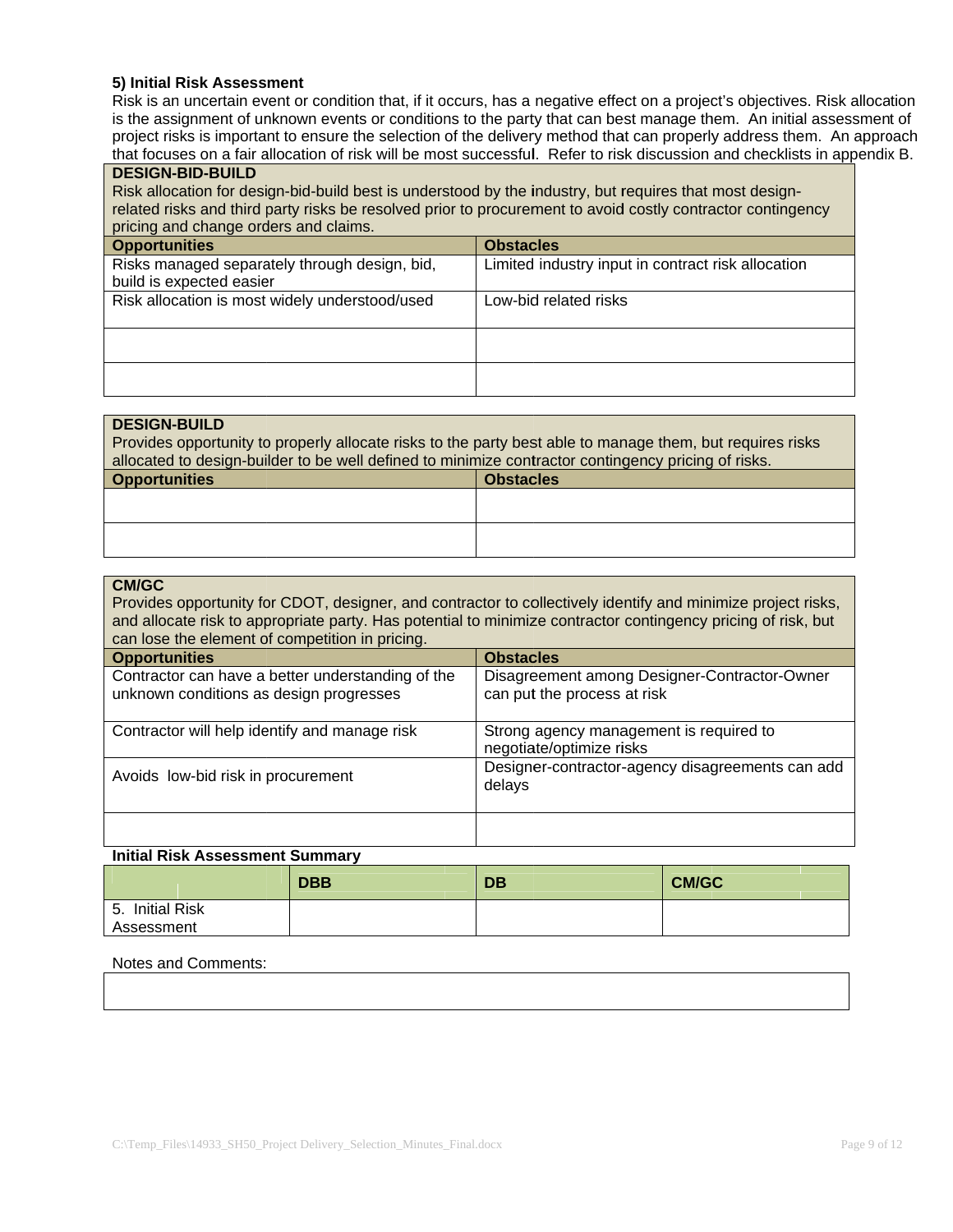### 5) Initial Risk Assessment

Risk is an uncertain event or condition that, if it occurs, has a negative effect on a project's objectives. Risk allocation is the assignment of unknown events or conditions to the party that can best manage them. An initial assessment of project risks is important to ensure the selection of the delivery method that can properly address them. An approach that focuses on a fair allocation of risk will be most successful. Refer to risk discussion and checklists in appendix B.

**DESIGN-BID-BUILD**

Risk allocation for design-bid-build best is understood by the industry, but requires that most design-related risks and third party risks be resolved prior to procurement to avoid costly contractor contingency pricing and change orders and claims.

| Opportunities | Obstacles |
|---|---|
| Risks managed separately through design, bid, build is expected easier | Limited industry input in contract risk allocation |
| Risk allocation is most widely understood/used | Low-bid related risks |
| | |
| | |

**DESIGN-BUILD**

Provides opportunity to properly allocate risks to the party best able to manage them, but requires risks allocated to design-builder to be well defined to minimize contractor contingency pricing of risks.

| Opportunities | Obstacles |
|---|---|
| | |
| | |

**CM/GC**

Provides opportunity for CDOT, designer, and contractor to collectively identify and minimize project risks, and allocate risk to appropriate party. Has potential to minimize contractor contingency pricing of risk, but can lose the element of competition in pricing.

| Opportunities | Obstacles |
|---|---|
| Contractor can have a better understanding of the unknown conditions as design progresses | Disagreement among Designer-Contractor-Owner can put the process at risk |
| Contractor will help identify and manage risk | Strong agency management is required to negotiate/optimize risks |
| Avoids low-bid risk in procurement | Designer-contractor-agency disagreements can add delays |
| | |

**Initial Risk Assessment Summary**

| | DBB | DB | CM/GC |
|---|---|---|---|
| 5. Initial Risk Assessment | | | |

Notes and Comments:

| |
|---|
| |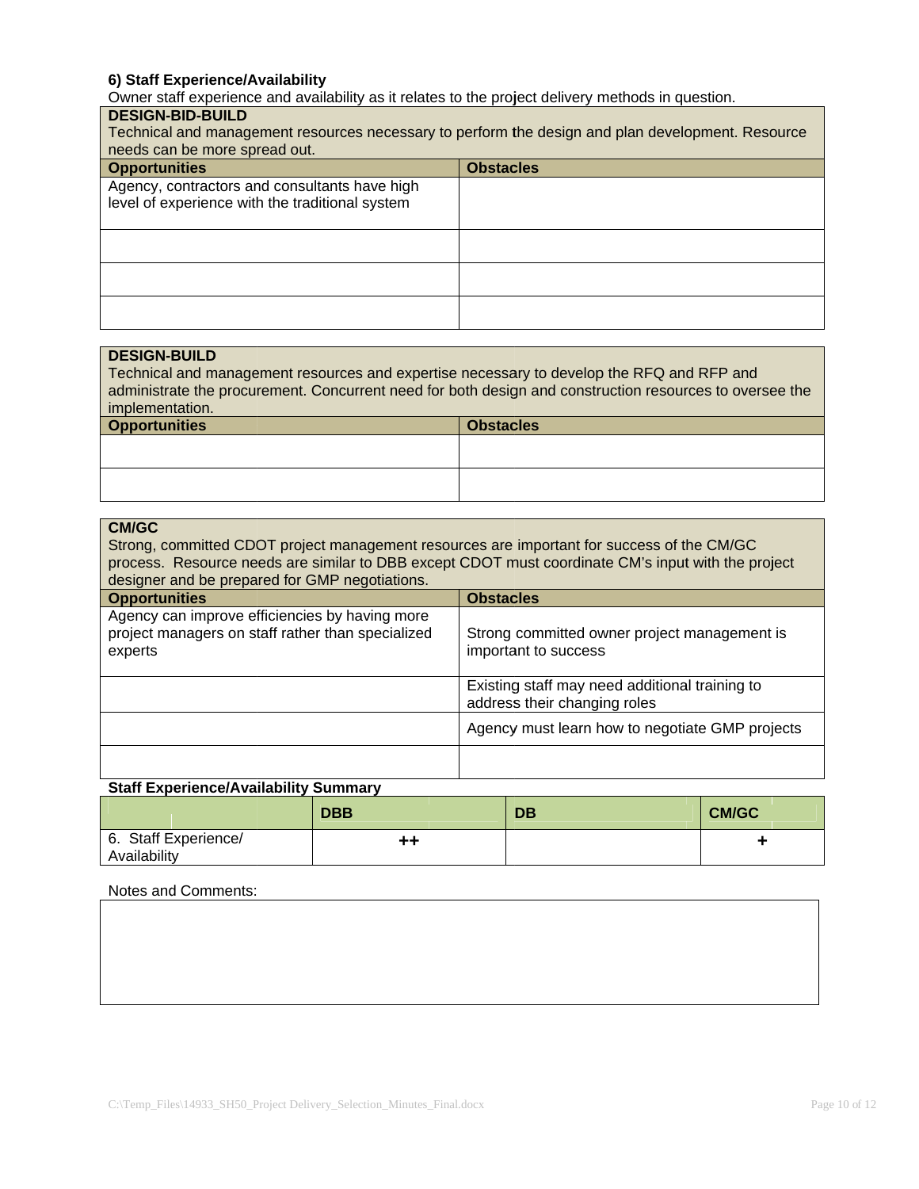### 6) Staff Experience/Availability

Owner staff experience and availability as it relates to the project delivery methods in question.

| **DESIGN-BID-BUILD**<br>Technical and management resources necessary to perform the design and plan development. Resource needs can be more spread out. | |
|---|---|
| **Opportunities** | **Obstacles** |
| Agency, contractors and consultants have high level of experience with the traditional system | |
| | |
| | |
| | |

| **DESIGN-BUILD**<br>Technical and management resources and expertise necessary to develop the RFQ and RFP and administrate the procurement. Concurrent need for both design and construction resources to oversee the implementation. | |
|---|---|
| **Opportunities** | **Obstacles** |
| | |
| | |

| **CM/GC**<br>Strong, committed CDOT project management resources are important for success of the CM/GC process. Resource needs are similar to DBB except CDOT must coordinate CM's input with the project designer and be prepared for GMP negotiations. | |
|---|---|
| **Opportunities** | **Obstacles** |
| Agency can improve efficiencies by having more project managers on staff rather than specialized experts | Strong committed owner project management is important to success |
| | Existing staff may need additional training to address their changing roles |
| | Agency must learn how to negotiate GMP projects |
| | |

**Staff Experience/Availability Summary**

| | DBB | DB | CM/GC |
|---|---|---|---|
| 6. Staff Experience/ Availability | ++ | | + |

Notes and Comments: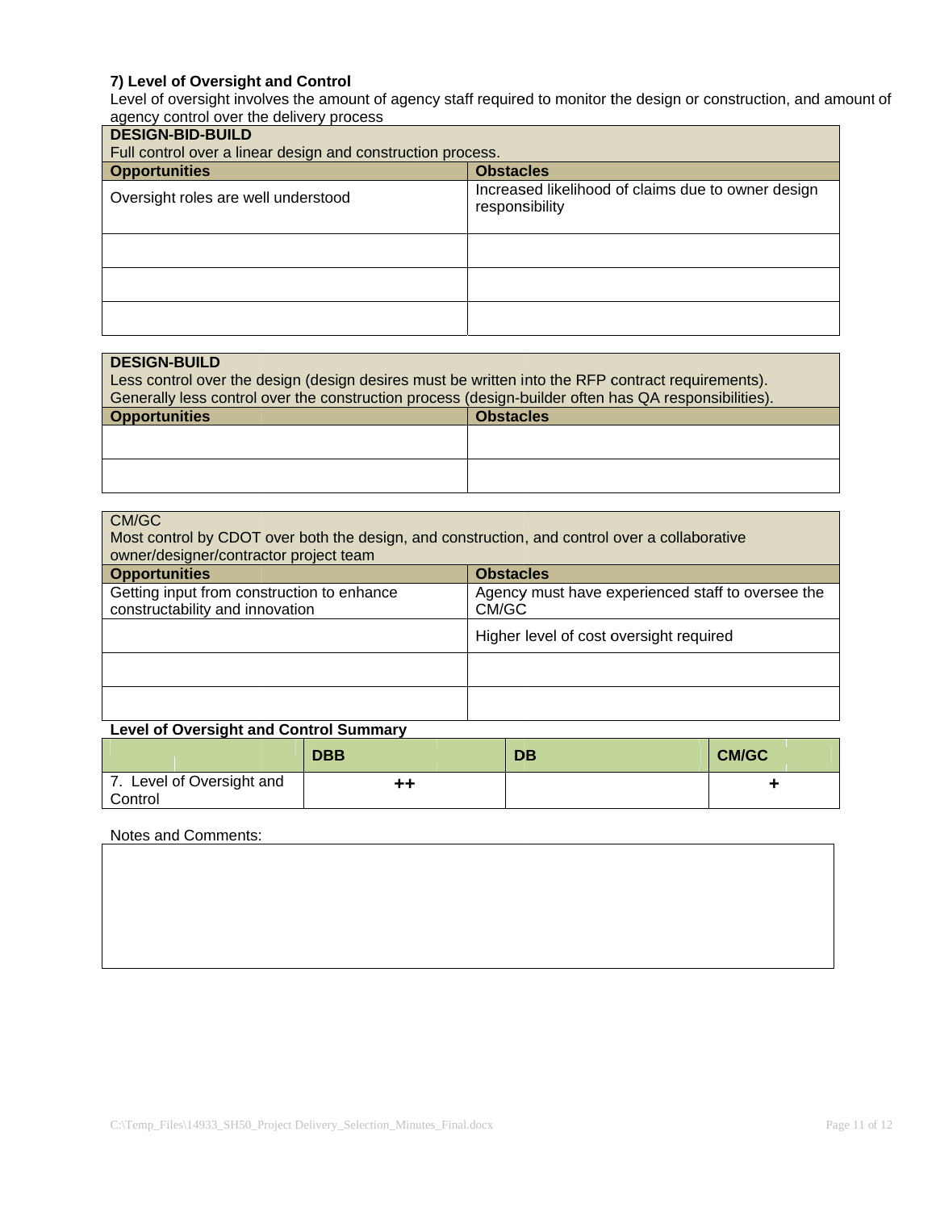**7) Level of Oversight and Control**

Level of oversight involves the amount of agency staff required to monitor the design or construction, and amount of agency control over the delivery process

| **DESIGN-BID-BUILD**<br>Full control over a linear design and construction process. | |
|---|---|
| **Opportunities** | **Obstacles** |
| Oversight roles are well understood | Increased likelihood of claims due to owner design responsibility |
| | |
| | |
| | |

| **DESIGN-BUILD**<br>Less control over the design (design desires must be written into the RFP contract requirements). Generally less control over the construction process (design-builder often has QA responsibilities). | |
|---|---|
| **Opportunities** | **Obstacles** |
| | |
| | |

| CM/GC<br>Most control by CDOT over both the design, and construction, and control over a collaborative owner/designer/contractor project team | |
|---|---|
| **Opportunities** | **Obstacles** |
| Getting input from construction to enhance constructability and innovation | Agency must have experienced staff to oversee the CM/GC |
| | Higher level of cost oversight required |
| | |
| | |

**Level of Oversight and Control Summary**

| | **DBB** | **DB** | **CM/GC** |
|---|---|---|---|
| 7. Level of Oversight and Control | ++ | | + |

Notes and Comments: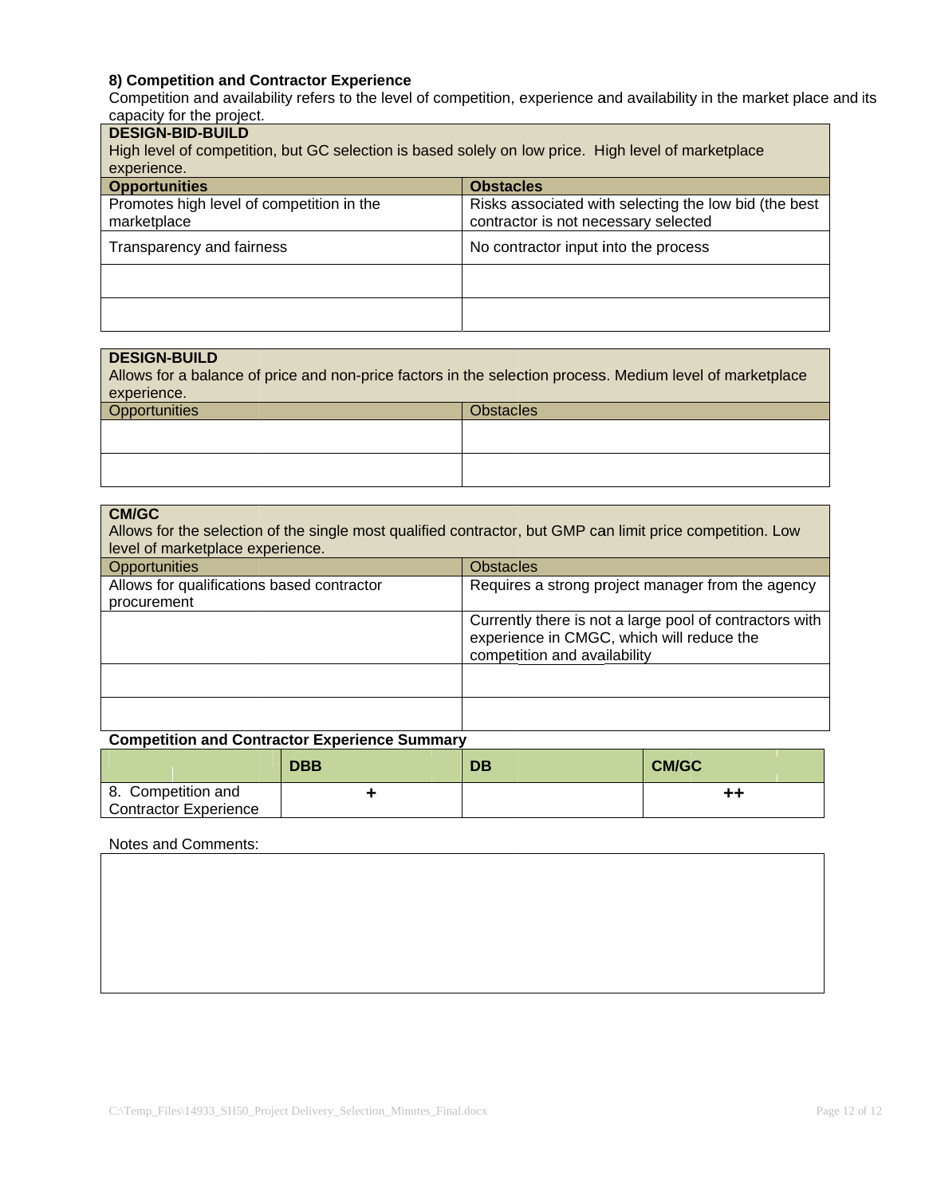**8) Competition and Contractor Experience**

Competition and availability refers to the level of competition, experience and availability in the market place and its capacity for the project.

**DESIGN-BID-BUILD**

High level of competition, but GC selection is based solely on low price. High level of marketplace experience.

| **Opportunities** | **Obstacles** |
|---|---|
| Promotes high level of competition in the marketplace | Risks associated with selecting the low bid (the best contractor is not necessary selected |
| Transparency and fairness | No contractor input into the process |
| | |
| | |

**DESIGN-BUILD**

Allows for a balance of price and non-price factors in the selection process. Medium level of marketplace experience.

| Opportunities | Obstacles |
|---|---|
| | |
| | |

**CM/GC**

Allows for the selection of the single most qualified contractor, but GMP can limit price competition. Low level of marketplace experience.

| Opportunities | Obstacles |
|---|---|
| Allows for qualifications based contractor procurement | Requires a strong project manager from the agency |
| | Currently there is not a large pool of contractors with experience in CMGC, which will reduce the competition and availability |
| | |
| | |

**Competition and Contractor Experience Summary**

| | **DBB** | **DB** | **CM/GC** |
|---|---|---|---|
| 8. Competition and Contractor Experience | **+** | | **++** |

Notes and Comments: